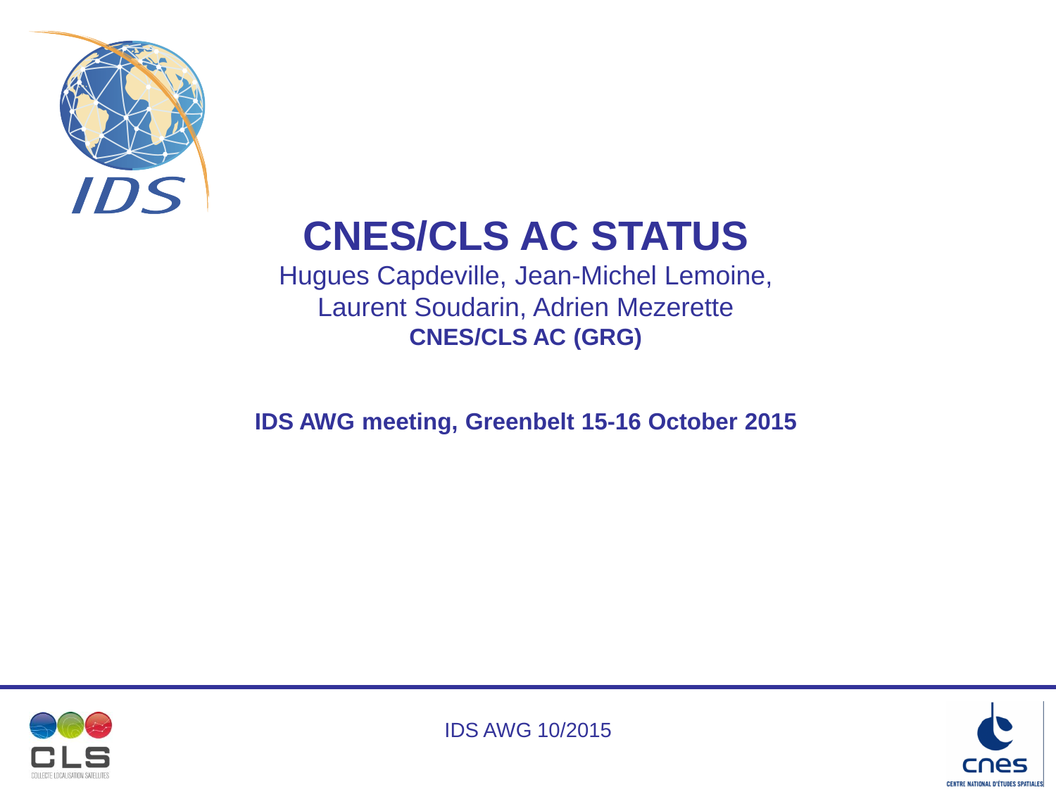# CNES/CLS AC STATUS

Hugues Capdeville, Jean-Michel Lemoine,
Laurent Soudarin, Adrien Mezerette

**CNES/CLS AC (GRG)**

**IDS AWG meeting, Greenbelt 15-16 October 2015**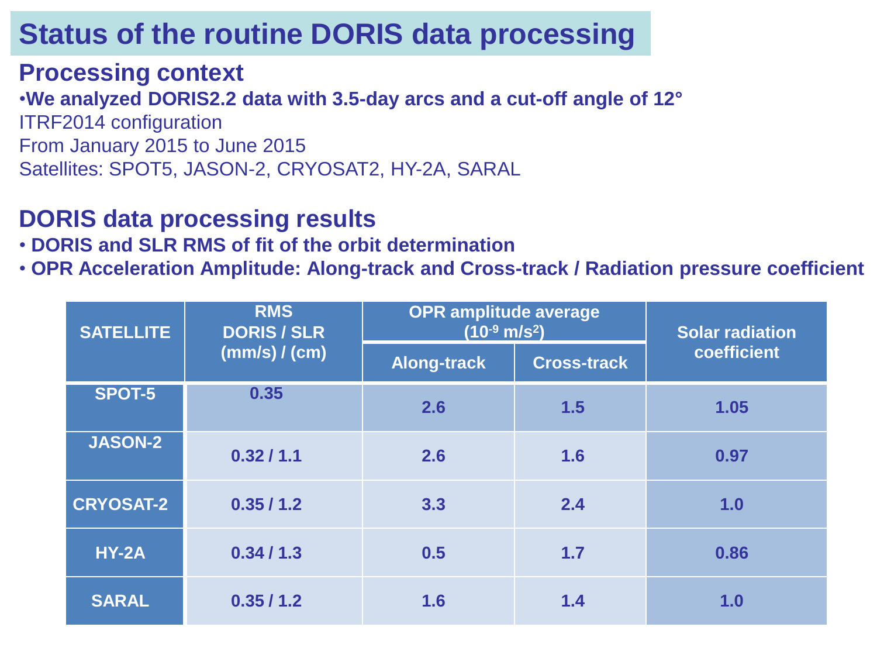# Status of the routine DORIS data processing

## Processing context

- **We analyzed DORIS2.2 data with 3.5-day arcs and a cut-off angle of 12°**

ITRF2014 configuration
From January 2015 to June 2015
Satellites: SPOT5, JASON-2, CRYOSAT2, HY-2A, SARAL

## DORIS data processing results

- **DORIS and SLR RMS of fit of the orbit determination**
- **OPR Acceleration Amplitude: Along-track and Cross-track / Radiation pressure coefficient**

| SATELLITE | RMS DORIS / SLR (mm/s) / (cm) | OPR amplitude average ($10^{-9}$ m/s$^2$) | | Solar radiation coefficient |
|---|---|---|---|---|
| | | Along-track | Cross-track | |
| SPOT-5 | 0.35 | 2.6 | 1.5 | 1.05 |
| JASON-2 | 0.32 / 1.1 | 2.6 | 1.6 | 0.97 |
| CRYOSAT-2 | 0.35 / 1.2 | 3.3 | 2.4 | 1.0 |
| HY-2A | 0.34 / 1.3 | 0.5 | 1.7 | 0.86 |
| SARAL | 0.35 / 1.2 | 1.6 | 1.4 | 1.0 |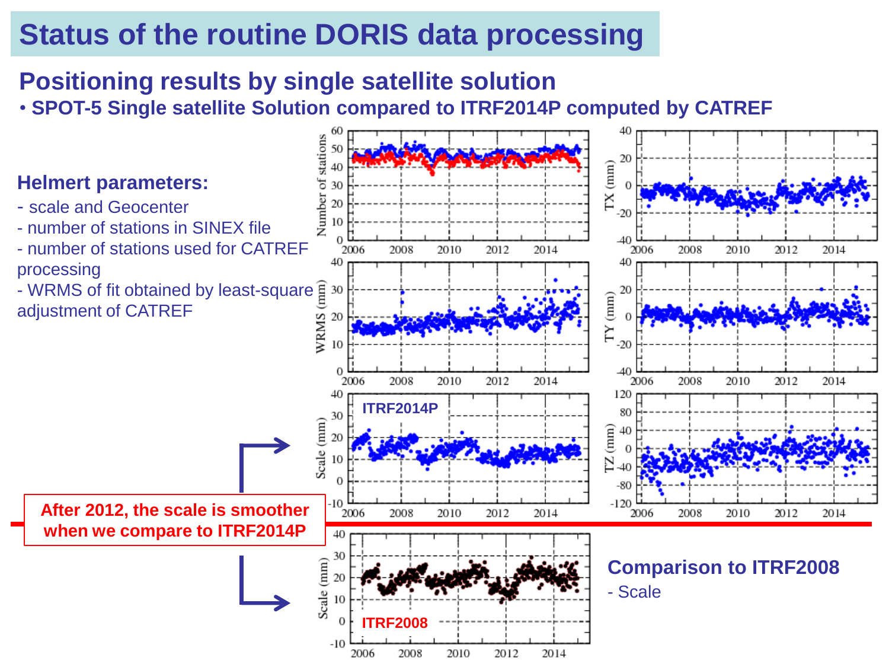# Status of the routine DORIS data processing

## Positioning results by single satellite solution

- **SPOT-5 Single satellite Solution compared to ITRF2014P computed by CATREF**

### Helmert parameters:

- scale and Geocenter
- number of stations in SINEX file
- number of stations used for CATREF processing
- WRMS of fit obtained by least-square adjustment of CATREF

**After 2012, the scale is smoother when we compare to ITRF2014P**

### Comparison to ITRF2008

- Scale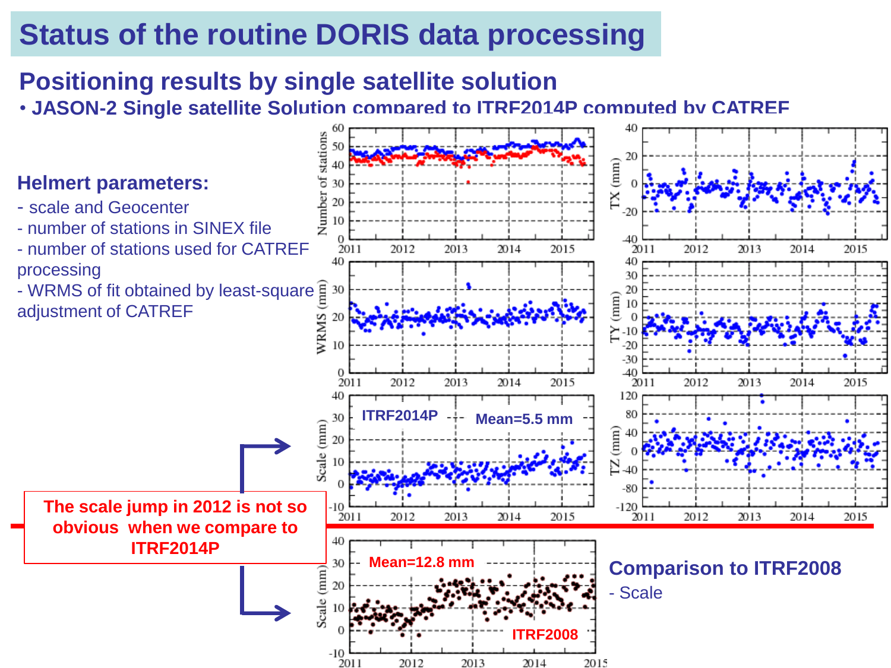# Status of the routine DORIS data processing

## Positioning results by single satellite solution

• **JASON-2 Single satellite Solution compared to ITRF2014P computed by CATREF**

### Helmert parameters:

- scale and Geocenter
- number of stations in SINEX file
- number of stations used for CATREF processing
- WRMS of fit obtained by least-square adjustment of CATREF

**The scale jump in 2012 is not so obvious when we compare to ITRF2014P**

ITRF2014P Mean=5.5 mm

Mean=12.8 mm ITRF2008

### Comparison to ITRF2008

- Scale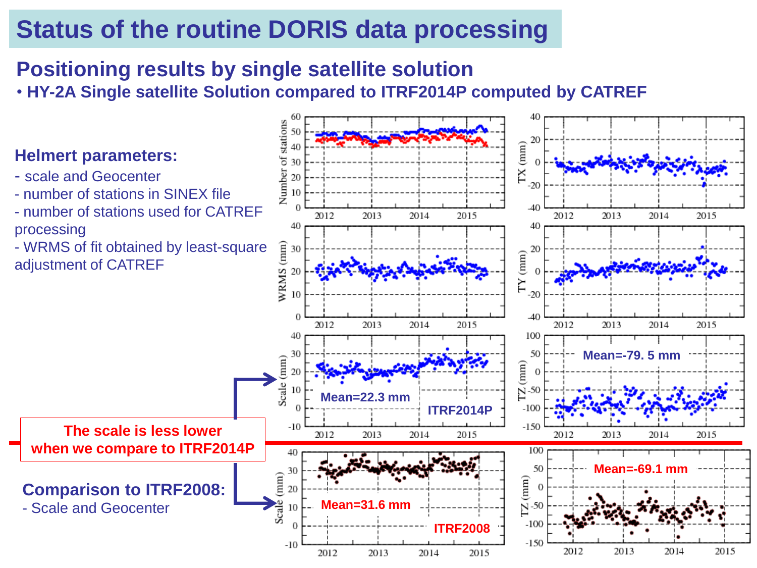# Status of the routine DORIS data processing

## Positioning results by single satellite solution

- **HY-2A Single satellite Solution compared to ITRF2014P computed by CATREF**

### Helmert parameters:

- scale and Geocenter
- number of stations in SINEX file
- number of stations used for CATREF processing
- WRMS of fit obtained by least-square adjustment of CATREF

**The scale is less lower when we compare to ITRF2014P**

Mean=22.3 mm

ITRF2014P

Mean=-79. 5 mm

### Comparison to ITRF2008:

- Scale and Geocenter

Mean=31.6 mm

ITRF2008

Mean=-69.1 mm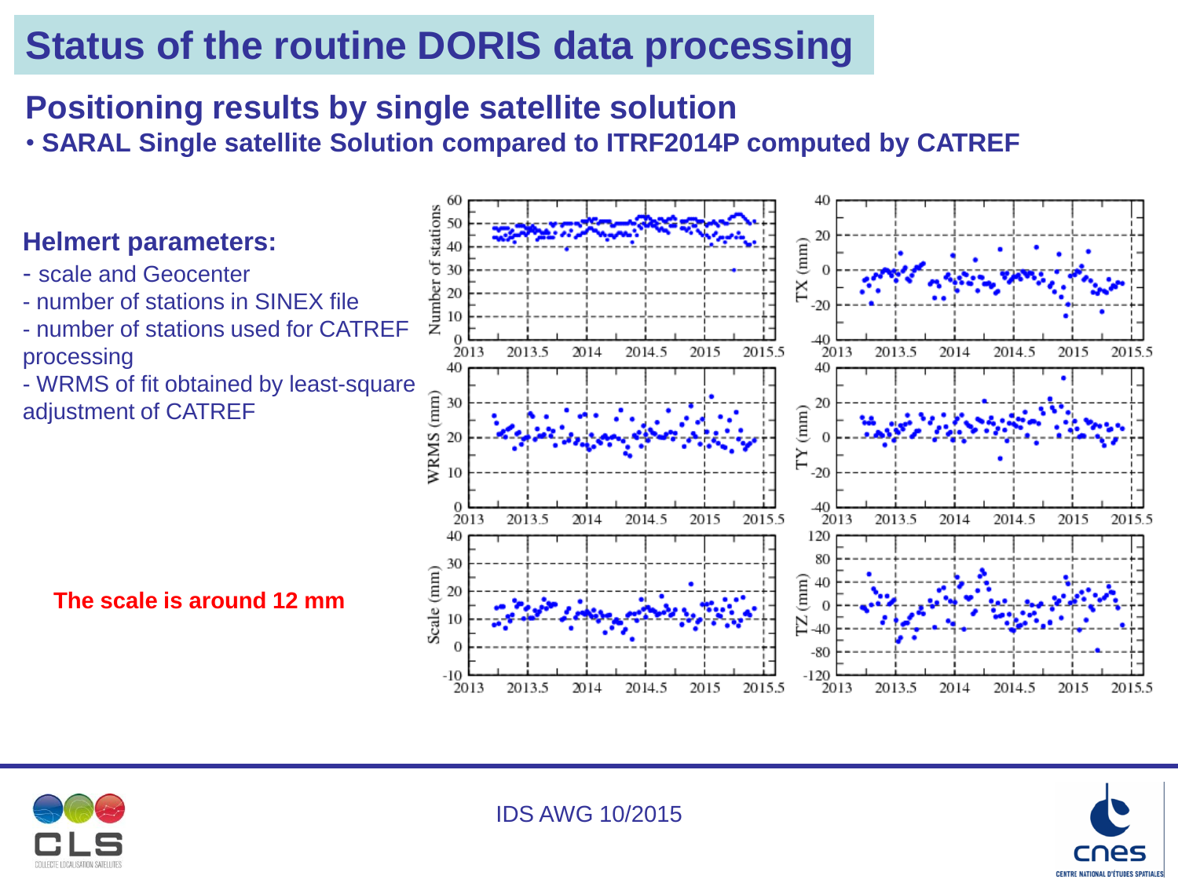# Status of the routine DORIS data processing

## Positioning results by single satellite solution

- **SARAL Single satellite Solution compared to ITRF2014P computed by CATREF**

### Helmert parameters:

- scale and Geocenter
- number of stations in SINEX file
- number of stations used for CATREF processing
- WRMS of fit obtained by least-square adjustment of CATREF

**The scale is around 12 mm**

IDS AWG 10/2015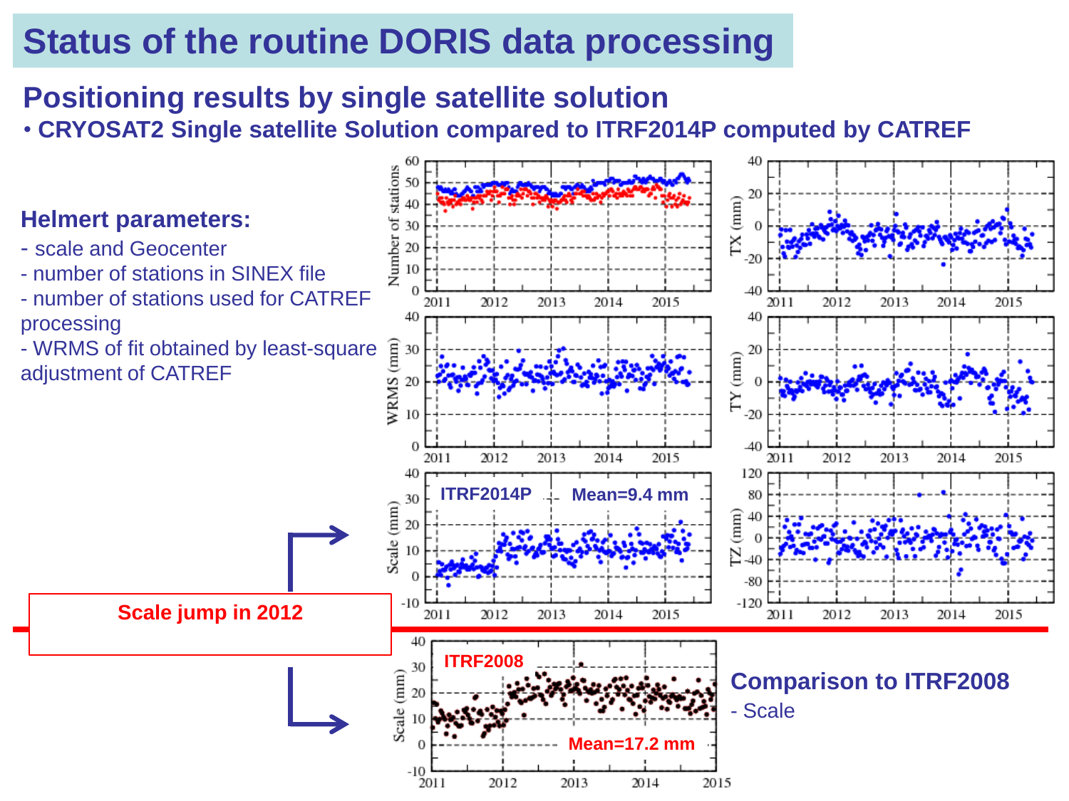# Status of the routine DORIS data processing

## Positioning results by single satellite solution

- **CRYOSAT2 Single satellite Solution compared to ITRF2014P computed by CATREF**

### Helmert parameters:

- scale and Geocenter
- number of stations in SINEX file
- number of stations used for CATREF processing
- WRMS of fit obtained by least-square adjustment of CATREF

ITRF2014P Mean=9.4 mm

**Scale jump in 2012**

ITRF2008 Mean=17.2 mm

### Comparison to ITRF2008

- Scale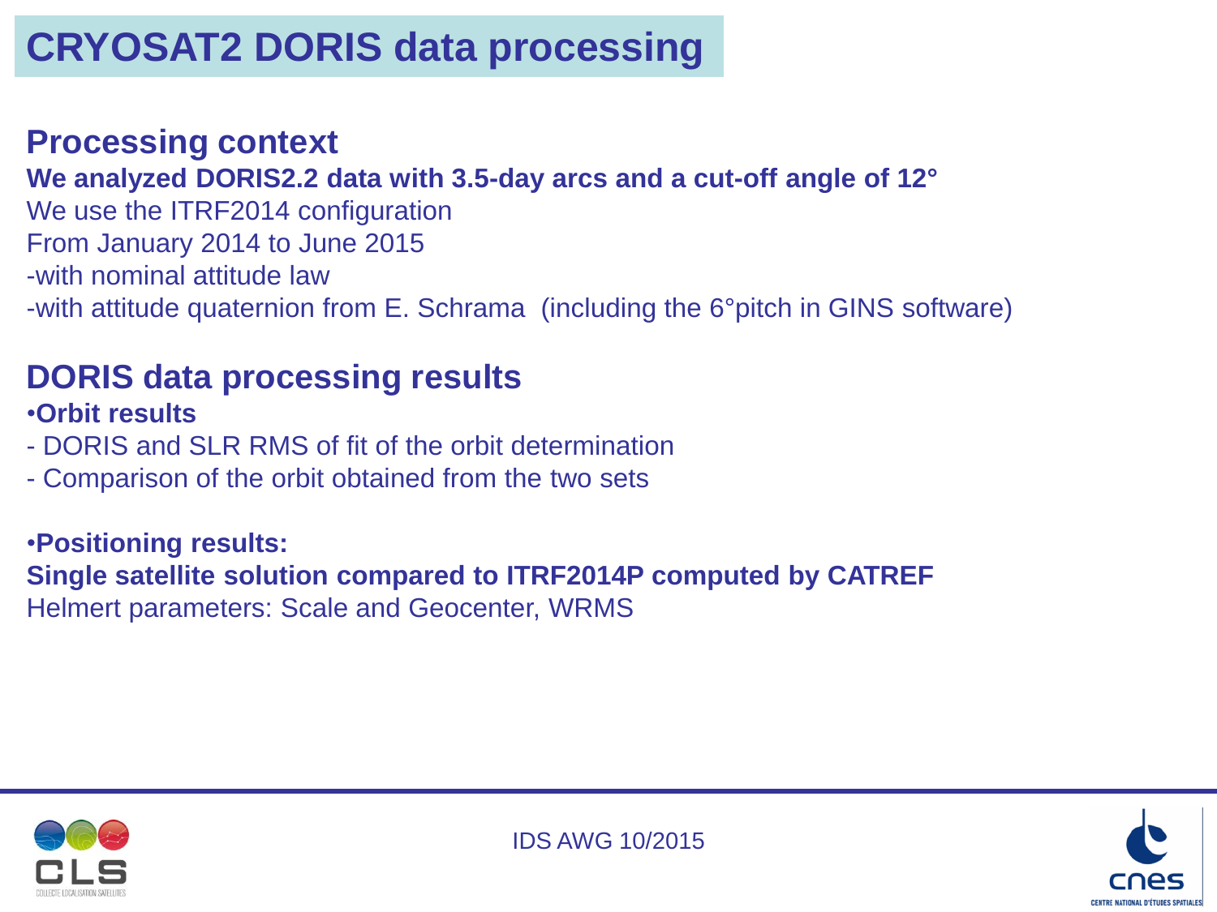# CRYOSAT2 DORIS data processing

## Processing context

**We analyzed DORIS2.2 data with 3.5-day arcs and a cut-off angle of 12°**

We use the ITRF2014 configuration

From January 2014 to June 2015

-with nominal attitude law

-with attitude quaternion from E. Schrama (including the 6°pitch in GINS software)

## DORIS data processing results

•**Orbit results**

- DORIS and SLR RMS of fit of the orbit determination
- Comparison of the orbit obtained from the two sets

•**Positioning results:**

**Single satellite solution compared to ITRF2014P computed by CATREF**

Helmert parameters: Scale and Geocenter, WRMS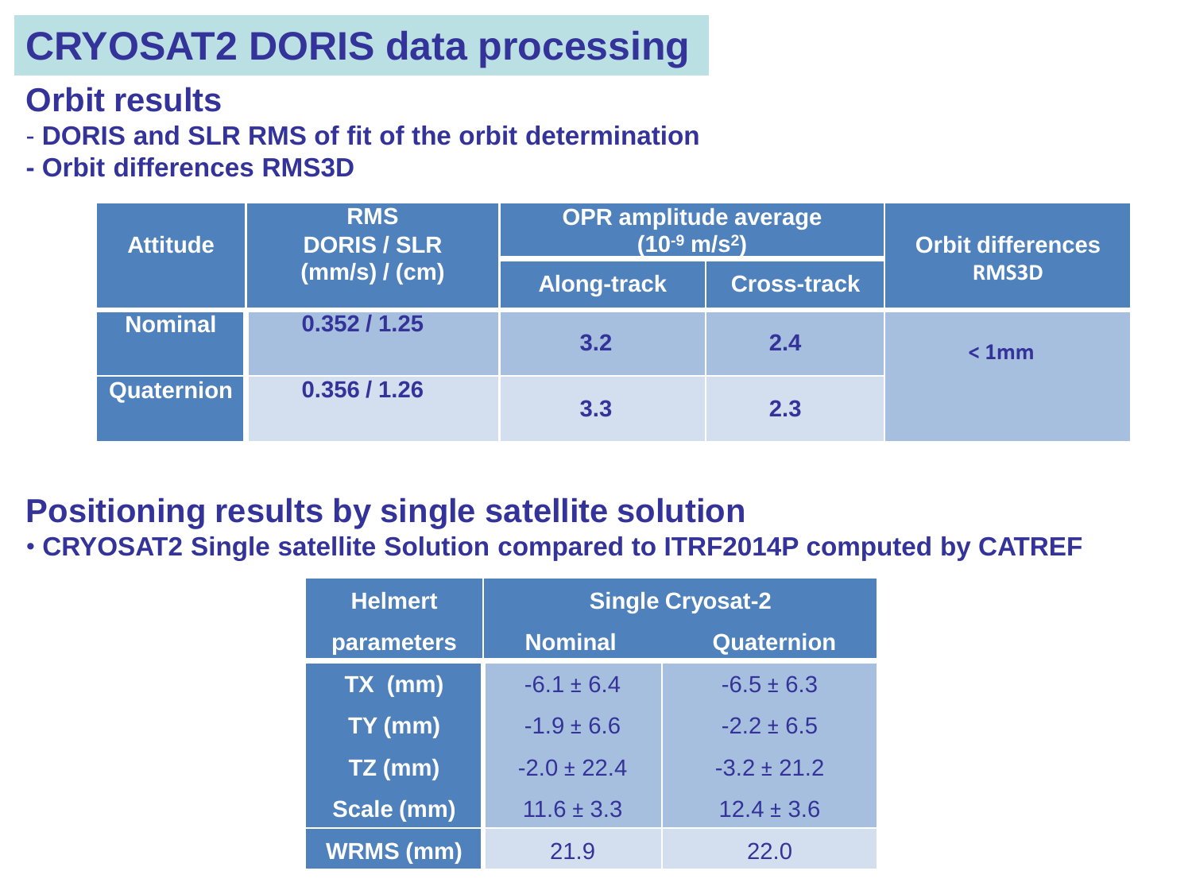# CRYOSAT2 DORIS data processing

## Orbit results

- **DORIS and SLR RMS of fit of the orbit determination**
- **Orbit differences RMS3D**

| Attitude | RMS DORIS / SLR (mm/s) / (cm) | OPR amplitude average ($10^{-9}$ m/s$^2$) | | Orbit differences RMS3D |
|---|---|---|---|---|
| | | Along-track | Cross-track | |
| Nominal | 0.352 / 1.25 | 3.2 | 2.4 | < 1mm |
| Quaternion | 0.356 / 1.26 | 3.3 | 2.3 | |

## Positioning results by single satellite solution

- **CRYOSAT2 Single satellite Solution compared to ITRF2014P computed by CATREF**

| Helmert parameters | Single Cryosat-2 | |
|---|---|---|
| | Nominal | Quaternion |
| TX (mm) | -6.1 ± 6.4 | -6.5 ± 6.3 |
| TY (mm) | -1.9 ± 6.6 | -2.2 ± 6.5 |
| TZ (mm) | -2.0 ± 22.4 | -3.2 ± 21.2 |
| Scale (mm) | 11.6 ± 3.3 | 12.4 ± 3.6 |
| WRMS (mm) | 21.9 | 22.0 |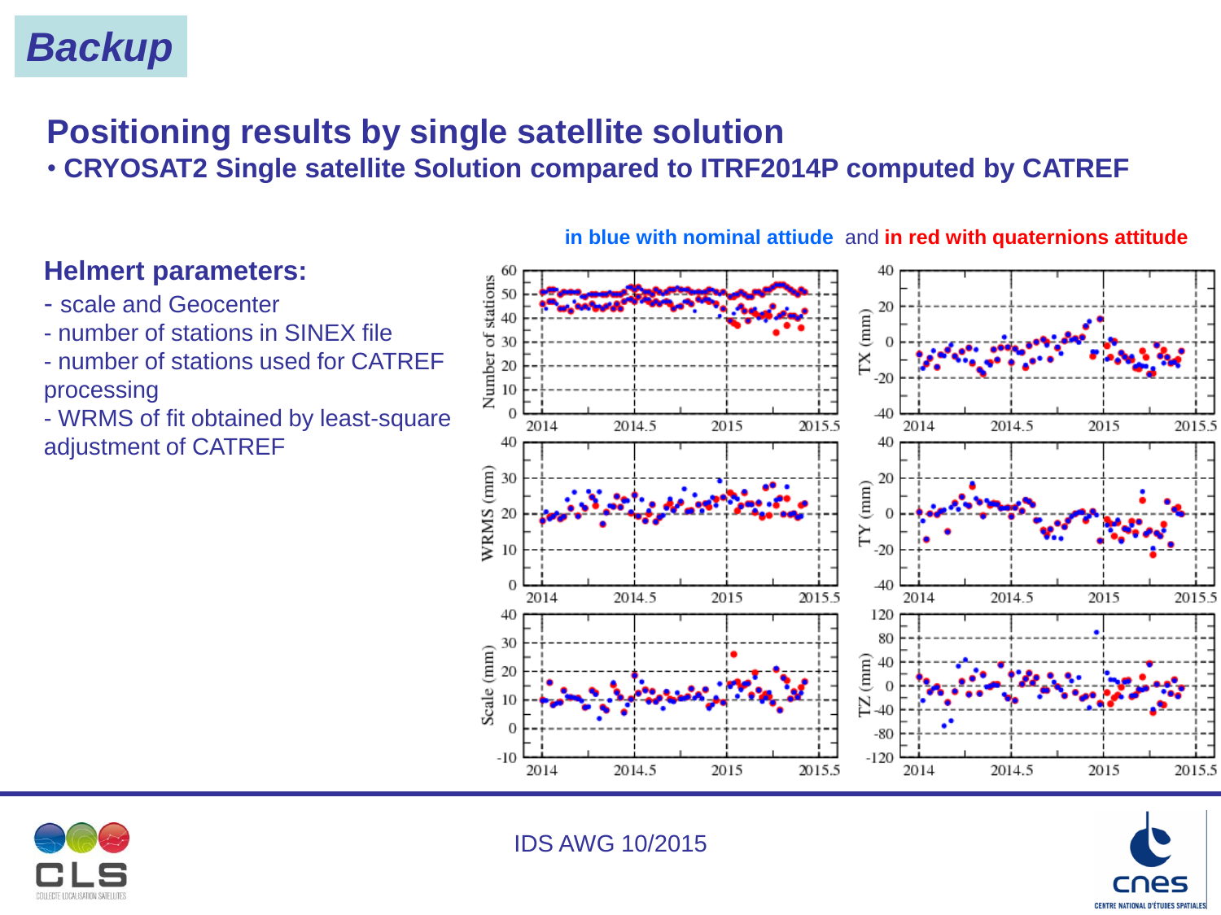# Backup

## Positioning results by single satellite solution

- **CRYOSAT2 Single satellite Solution compared to ITRF2014P computed by CATREF**

**in blue with nominal attiude** and **in red with quaternions attitude**

### Helmert parameters:

- scale and Geocenter
- number of stations in SINEX file
- number of stations used for CATREF processing
- WRMS of fit obtained by least-square adjustment of CATREF

Number of stations
60
50
40
30
20
10
0
2014 2014.5 2015 2015.5

TX (mm)
40
20
0
-20
-40
2014 2014.5 2015 2015.5

WRMS (mm)
40
30
20
10
0
2014 2014.5 2015 2015.5

TY (mm)
40
20
0
-20
-40
2014 2014.5 2015 2015.5

Scale (mm)
40
30
20
10
0
-10
2014 2014.5 2015 2015.5

TZ (mm)
120
80
40
0
-40
-80
-120
2014 2014.5 2015 2015.5

IDS AWG 10/2015